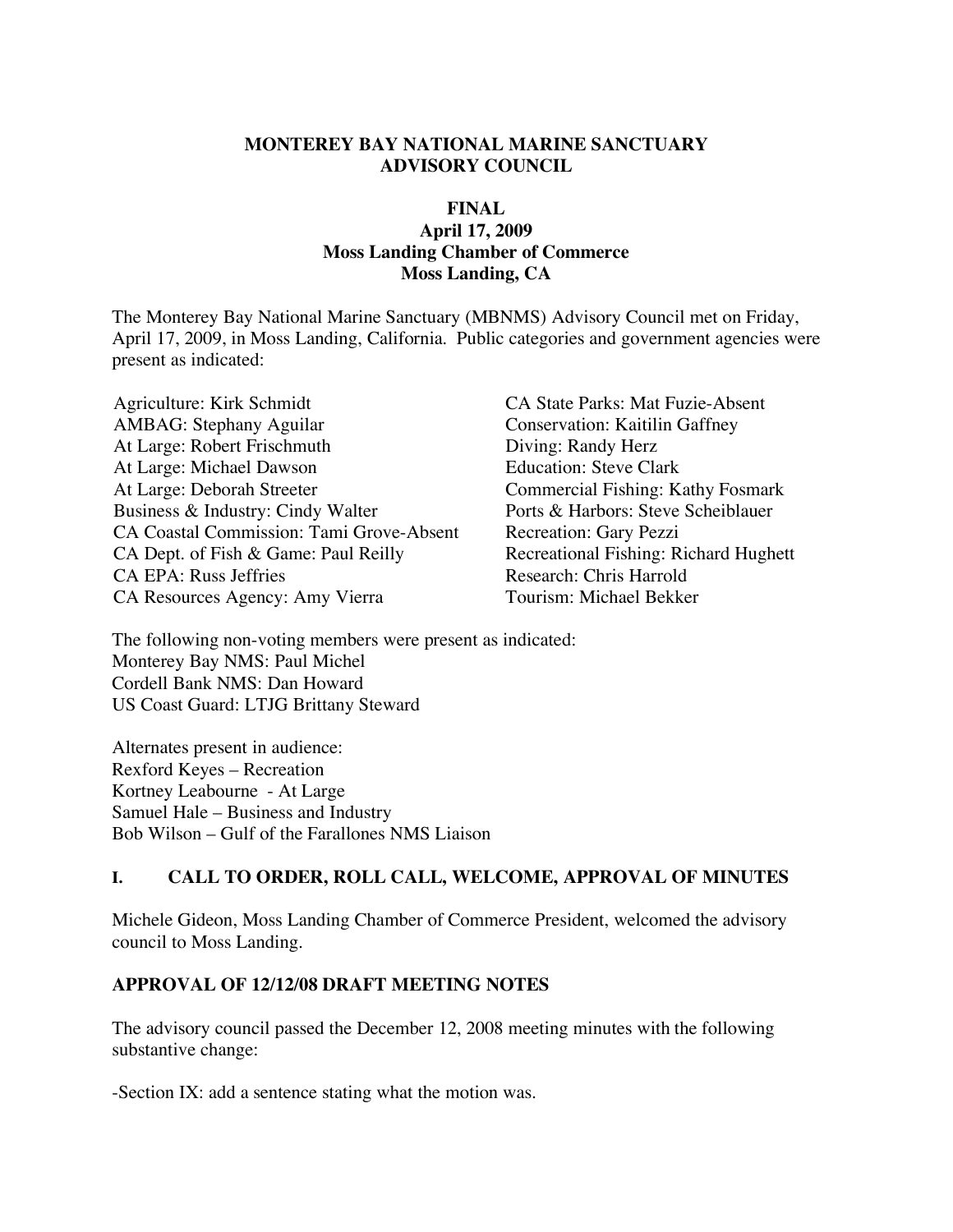**MONTEREY BAY NATIONAL MARINE SANCTUARY**
**ADVISORY COUNCIL**

**FINAL**
**April 17, 2009**
**Moss Landing Chamber of Commerce**
**Moss Landing, CA**

The Monterey Bay National Marine Sanctuary (MBNMS) Advisory Council met on Friday, April 17, 2009, in Moss Landing, California. Public categories and government agencies were present as indicated:

Agriculture: Kirk Schmidt
AMBAG: Stephany Aguilar
At Large: Robert Frischmuth
At Large: Michael Dawson
At Large: Deborah Streeter
Business & Industry: Cindy Walter
CA Coastal Commission: Tami Grove-Absent
CA Dept. of Fish & Game: Paul Reilly
CA EPA: Russ Jeffries
CA Resources Agency: Amy Vierra
CA State Parks: Mat Fuzie-Absent
Conservation: Kaitilin Gaffney
Diving: Randy Herz
Education: Steve Clark
Commercial Fishing: Kathy Fosmark
Ports & Harbors: Steve Scheiblauer
Recreation: Gary Pezzi
Recreational Fishing: Richard Hughett
Research: Chris Harrold
Tourism: Michael Bekker

The following non-voting members were present as indicated:
Monterey Bay NMS: Paul Michel
Cordell Bank NMS: Dan Howard
US Coast Guard: LTJG Brittany Steward

Alternates present in audience:
Rexford Keyes – Recreation
Kortney Leabourne - At Large
Samuel Hale – Business and Industry
Bob Wilson – Gulf of the Farallones NMS Liaison

## I. CALL TO ORDER, ROLL CALL, WELCOME, APPROVAL OF MINUTES

Michele Gideon, Moss Landing Chamber of Commerce President, welcomed the advisory council to Moss Landing.

### APPROVAL OF 12/12/08 DRAFT MEETING NOTES

The advisory council passed the December 12, 2008 meeting minutes with the following substantive change:

-Section IX: add a sentence stating what the motion was.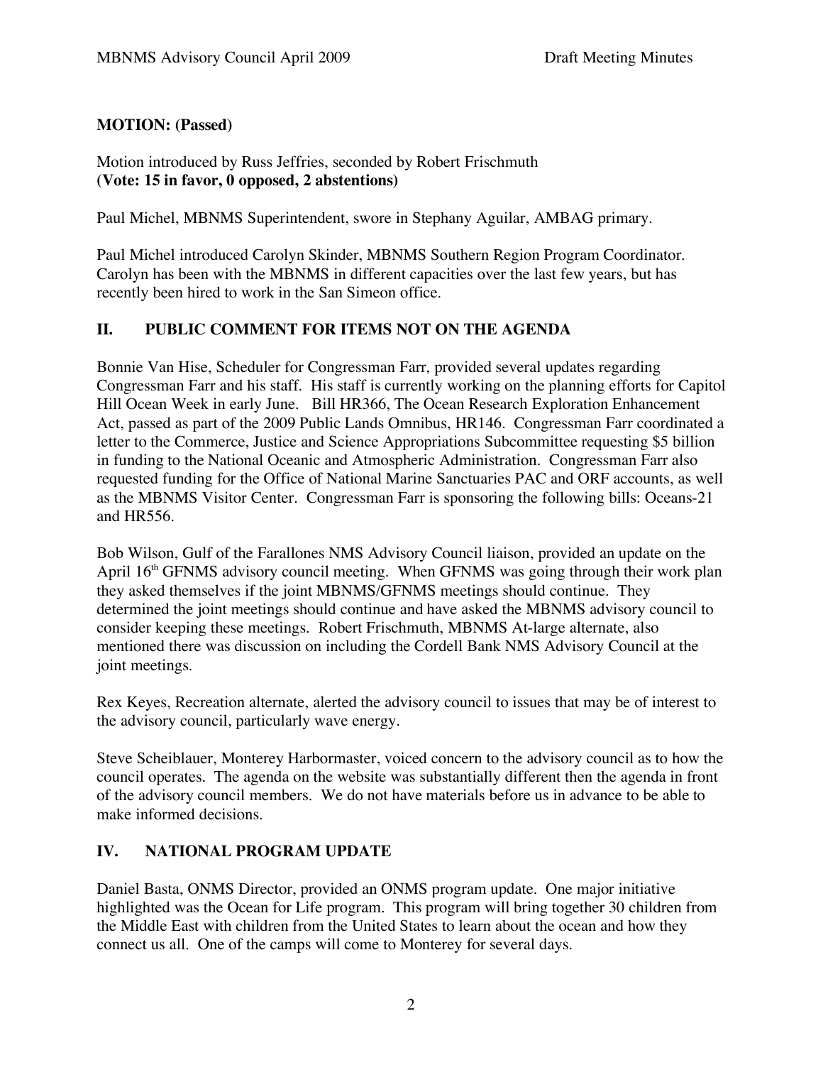**MOTION: (Passed)**

Motion introduced by Russ Jeffries, seconded by Robert Frischmuth
**(Vote: 15 in favor, 0 opposed, 2 abstentions)**

Paul Michel, MBNMS Superintendent, swore in Stephany Aguilar, AMBAG primary.

Paul Michel introduced Carolyn Skinder, MBNMS Southern Region Program Coordinator. Carolyn has been with the MBNMS in different capacities over the last few years, but has recently been hired to work in the San Simeon office.

## II. PUBLIC COMMENT FOR ITEMS NOT ON THE AGENDA

Bonnie Van Hise, Scheduler for Congressman Farr, provided several updates regarding Congressman Farr and his staff. His staff is currently working on the planning efforts for Capitol Hill Ocean Week in early June. Bill HR366, The Ocean Research Exploration Enhancement Act, passed as part of the 2009 Public Lands Omnibus, HR146. Congressman Farr coordinated a letter to the Commerce, Justice and Science Appropriations Subcommittee requesting $5 billion in funding to the National Oceanic and Atmospheric Administration. Congressman Farr also requested funding for the Office of National Marine Sanctuaries PAC and ORF accounts, as well as the MBNMS Visitor Center. Congressman Farr is sponsoring the following bills: Oceans-21 and HR556.

Bob Wilson, Gulf of the Farallones NMS Advisory Council liaison, provided an update on the April 16th GFNMS advisory council meeting. When GFNMS was going through their work plan they asked themselves if the joint MBNMS/GFNMS meetings should continue. They determined the joint meetings should continue and have asked the MBNMS advisory council to consider keeping these meetings. Robert Frischmuth, MBNMS At-large alternate, also mentioned there was discussion on including the Cordell Bank NMS Advisory Council at the joint meetings.

Rex Keyes, Recreation alternate, alerted the advisory council to issues that may be of interest to the advisory council, particularly wave energy.

Steve Scheiblauer, Monterey Harbormaster, voiced concern to the advisory council as to how the council operates. The agenda on the website was substantially different then the agenda in front of the advisory council members. We do not have materials before us in advance to be able to make informed decisions.

## IV. NATIONAL PROGRAM UPDATE

Daniel Basta, ONMS Director, provided an ONMS program update. One major initiative highlighted was the Ocean for Life program. This program will bring together 30 children from the Middle East with children from the United States to learn about the ocean and how they connect us all. One of the camps will come to Monterey for several days.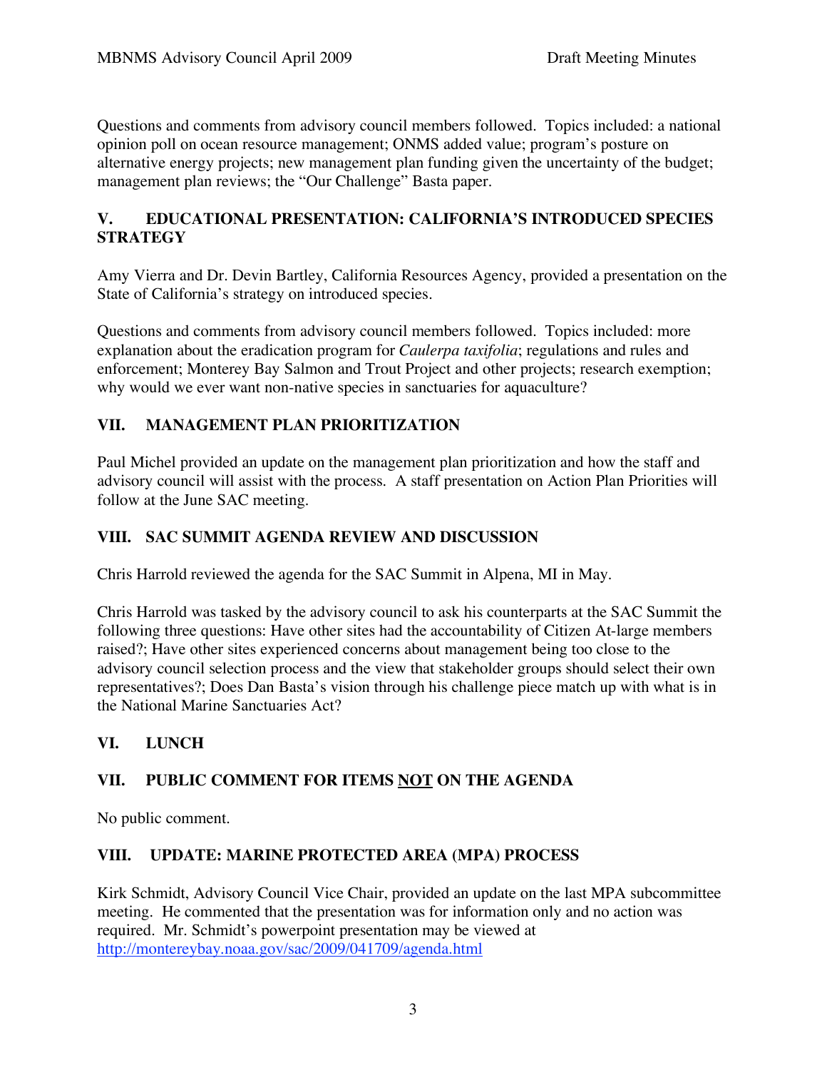Questions and comments from advisory council members followed. Topics included: a national opinion poll on ocean resource management; ONMS added value; program's posture on alternative energy projects; new management plan funding given the uncertainty of the budget; management plan reviews; the "Our Challenge" Basta paper.

## V. EDUCATIONAL PRESENTATION: CALIFORNIA'S INTRODUCED SPECIES STRATEGY

Amy Vierra and Dr. Devin Bartley, California Resources Agency, provided a presentation on the State of California's strategy on introduced species.

Questions and comments from advisory council members followed. Topics included: more explanation about the eradication program for *Caulerpa taxifolia*; regulations and rules and enforcement; Monterey Bay Salmon and Trout Project and other projects; research exemption; why would we ever want non-native species in sanctuaries for aquaculture?

## VII. MANAGEMENT PLAN PRIORITIZATION

Paul Michel provided an update on the management plan prioritization and how the staff and advisory council will assist with the process. A staff presentation on Action Plan Priorities will follow at the June SAC meeting.

## VIII. SAC SUMMIT AGENDA REVIEW AND DISCUSSION

Chris Harrold reviewed the agenda for the SAC Summit in Alpena, MI in May.

Chris Harrold was tasked by the advisory council to ask his counterparts at the SAC Summit the following three questions: Have other sites had the accountability of Citizen At-large members raised?; Have other sites experienced concerns about management being too close to the advisory council selection process and the view that stakeholder groups should select their own representatives?; Does Dan Basta's vision through his challenge piece match up with what is in the National Marine Sanctuaries Act?

## VI. LUNCH

## VII. PUBLIC COMMENT FOR ITEMS <u>NOT</u> ON THE AGENDA

No public comment.

## VIII. UPDATE: MARINE PROTECTED AREA (MPA) PROCESS

Kirk Schmidt, Advisory Council Vice Chair, provided an update on the last MPA subcommittee meeting. He commented that the presentation was for information only and no action was required. Mr. Schmidt's powerpoint presentation may be viewed at http://montereybay.noaa.gov/sac/2009/041709/agenda.html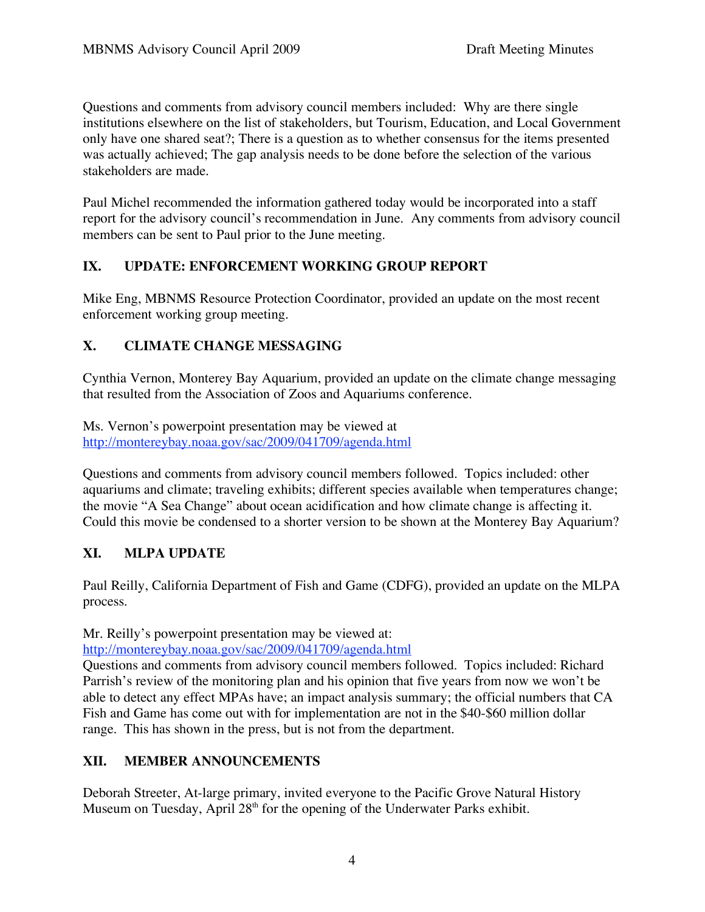Questions and comments from advisory council members included: Why are there single institutions elsewhere on the list of stakeholders, but Tourism, Education, and Local Government only have one shared seat?; There is a question as to whether consensus for the items presented was actually achieved; The gap analysis needs to be done before the selection of the various stakeholders are made.

Paul Michel recommended the information gathered today would be incorporated into a staff report for the advisory council's recommendation in June. Any comments from advisory council members can be sent to Paul prior to the June meeting.

## IX. UPDATE: ENFORCEMENT WORKING GROUP REPORT

Mike Eng, MBNMS Resource Protection Coordinator, provided an update on the most recent enforcement working group meeting.

## X. CLIMATE CHANGE MESSAGING

Cynthia Vernon, Monterey Bay Aquarium, provided an update on the climate change messaging that resulted from the Association of Zoos and Aquariums conference.

Ms. Vernon's powerpoint presentation may be viewed at
http://montereybay.noaa.gov/sac/2009/041709/agenda.html

Questions and comments from advisory council members followed. Topics included: other aquariums and climate; traveling exhibits; different species available when temperatures change; the movie "A Sea Change" about ocean acidification and how climate change is affecting it. Could this movie be condensed to a shorter version to be shown at the Monterey Bay Aquarium?

## XI. MLPA UPDATE

Paul Reilly, California Department of Fish and Game (CDFG), provided an update on the MLPA process.

Mr. Reilly's powerpoint presentation may be viewed at:
http://montereybay.noaa.gov/sac/2009/041709/agenda.html
Questions and comments from advisory council members followed. Topics included: Richard Parrish's review of the monitoring plan and his opinion that five years from now we won't be able to detect any effect MPAs have; an impact analysis summary; the official numbers that CA Fish and Game has come out with for implementation are not in the $40-$60 million dollar range. This has shown in the press, but is not from the department.

## XII. MEMBER ANNOUNCEMENTS

Deborah Streeter, At-large primary, invited everyone to the Pacific Grove Natural History Museum on Tuesday, April 28th for the opening of the Underwater Parks exhibit.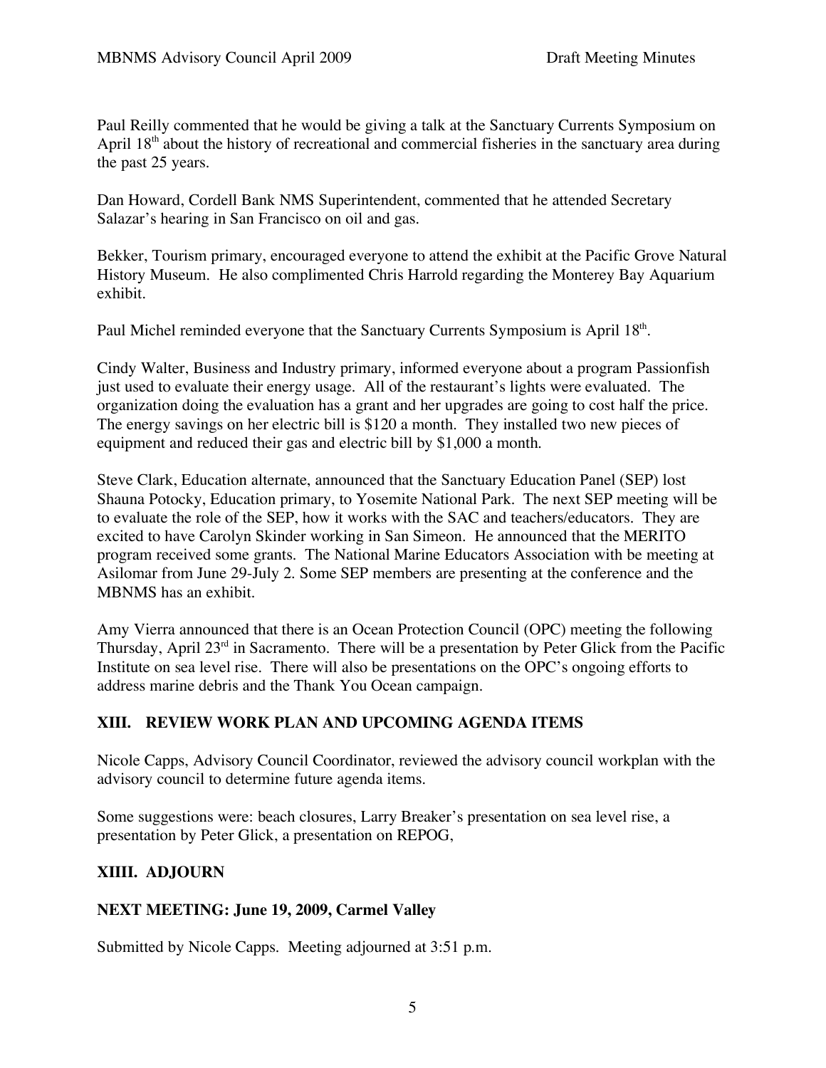Paul Reilly commented that he would be giving a talk at the Sanctuary Currents Symposium on April 18th about the history of recreational and commercial fisheries in the sanctuary area during the past 25 years.

Dan Howard, Cordell Bank NMS Superintendent, commented that he attended Secretary Salazar's hearing in San Francisco on oil and gas.

Bekker, Tourism primary, encouraged everyone to attend the exhibit at the Pacific Grove Natural History Museum. He also complimented Chris Harrold regarding the Monterey Bay Aquarium exhibit.

Paul Michel reminded everyone that the Sanctuary Currents Symposium is April 18th.

Cindy Walter, Business and Industry primary, informed everyone about a program Passionfish just used to evaluate their energy usage. All of the restaurant's lights were evaluated. The organization doing the evaluation has a grant and her upgrades are going to cost half the price. The energy savings on her electric bill is $120 a month. They installed two new pieces of equipment and reduced their gas and electric bill by $1,000 a month.

Steve Clark, Education alternate, announced that the Sanctuary Education Panel (SEP) lost Shauna Potocky, Education primary, to Yosemite National Park. The next SEP meeting will be to evaluate the role of the SEP, how it works with the SAC and teachers/educators. They are excited to have Carolyn Skinder working in San Simeon. He announced that the MERITO program received some grants. The National Marine Educators Association with be meeting at Asilomar from June 29-July 2. Some SEP members are presenting at the conference and the MBNMS has an exhibit.

Amy Vierra announced that there is an Ocean Protection Council (OPC) meeting the following Thursday, April 23rd in Sacramento. There will be a presentation by Peter Glick from the Pacific Institute on sea level rise. There will also be presentations on the OPC's ongoing efforts to address marine debris and the Thank You Ocean campaign.

## XIII. REVIEW WORK PLAN AND UPCOMING AGENDA ITEMS

Nicole Capps, Advisory Council Coordinator, reviewed the advisory council workplan with the advisory council to determine future agenda items.

Some suggestions were: beach closures, Larry Breaker's presentation on sea level rise, a presentation by Peter Glick, a presentation on REPOG,

## XIIII. ADJOURN

**NEXT MEETING: June 19, 2009, Carmel Valley**

Submitted by Nicole Capps. Meeting adjourned at 3:51 p.m.